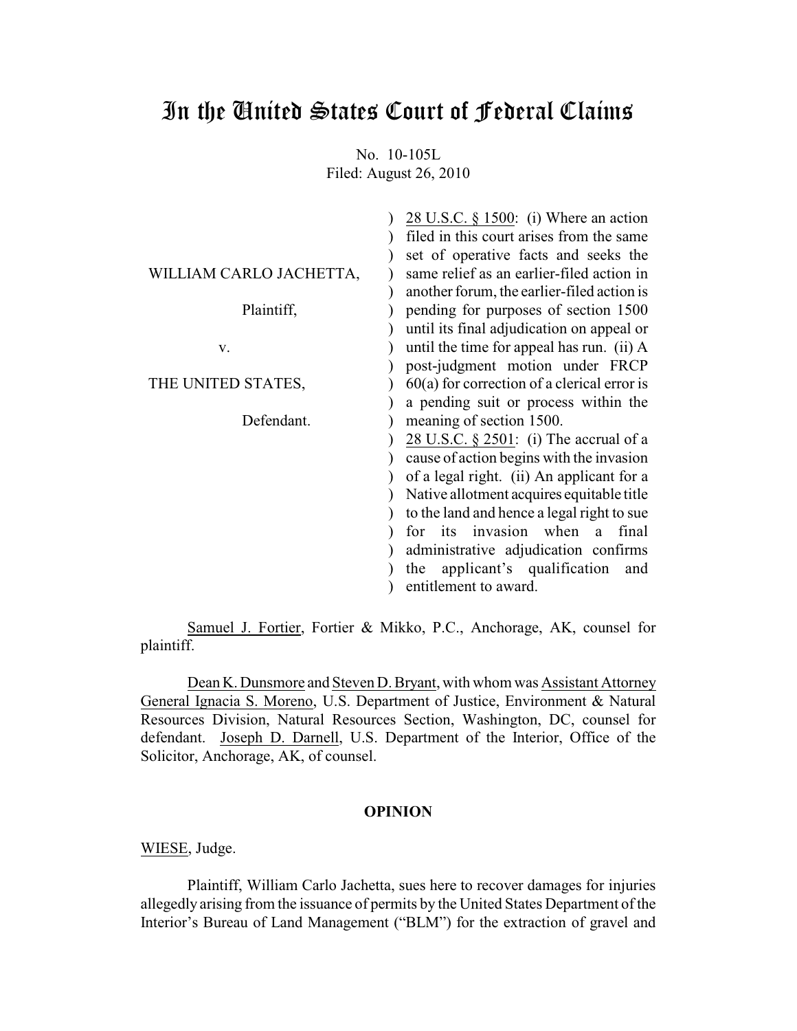# In the United States Court of Federal Claims

No. 10-105L

Filed: August 26, 2010

WILLIAM CARLO JACHETTA,

Plaintiff,

v.

THE UNITED STATES,

Defendant.

28 U.S.C. § 1500: (i) Where an action filed in this court arises from the same set of operative facts and seeks the same relief as an earlier-filed action in another forum, the earlier-filed action is pending for purposes of section 1500 until its final adjudication on appeal or until the time for appeal has run. (ii) A post-judgment motion under FRCP 60(a) for correction of a clerical error is a pending suit or process within the meaning of section 1500.

28 U.S.C. § 2501: (i) The accrual of a cause of action begins with the invasion of a legal right. (ii) An applicant for a Native allotment acquires equitable title to the land and hence a legal right to sue for its invasion when a final administrative adjudication confirms the applicant's qualification and entitlement to award.

Samuel J. Fortier, Fortier & Mikko, P.C., Anchorage, AK, counsel for plaintiff.

Dean K. Dunsmore and Steven D. Bryant, with whom was Assistant Attorney General Ignacia S. Moreno, U.S. Department of Justice, Environment & Natural Resources Division, Natural Resources Section, Washington, DC, counsel for defendant. Joseph D. Darnell, U.S. Department of the Interior, Office of the Solicitor, Anchorage, AK, of counsel.

**OPINION**

WIESE, Judge.

Plaintiff, William Carlo Jachetta, sues here to recover damages for injuries allegedly arising from the issuance of permits by the United States Department of the Interior's Bureau of Land Management ("BLM") for the extraction of gravel and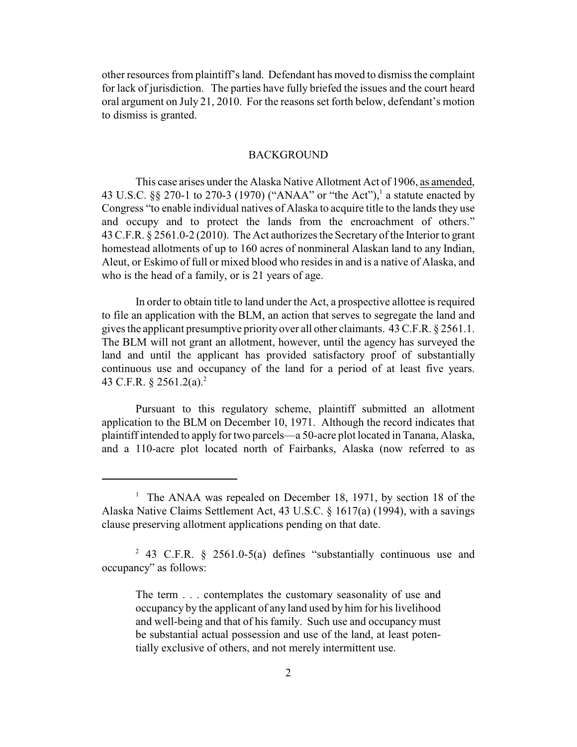other resources from plaintiff's land. Defendant has moved to dismiss the complaint for lack of jurisdiction. The parties have fully briefed the issues and the court heard oral argument on July 21, 2010. For the reasons set forth below, defendant's motion to dismiss is granted.

## BACKGROUND

This case arises under the Alaska Native Allotment Act of 1906, as amended, 43 U.S.C. §§ 270-1 to 270-3 (1970) ("ANAA" or "the Act"),[1] a statute enacted by Congress "to enable individual natives of Alaska to acquire title to the lands they use and occupy and to protect the lands from the encroachment of others." 43 C.F.R. § 2561.0-2 (2010). The Act authorizes the Secretary of the Interior to grant homestead allotments of up to 160 acres of nonmineral Alaskan land to any Indian, Aleut, or Eskimo of full or mixed blood who resides in and is a native of Alaska, and who is the head of a family, or is 21 years of age.

In order to obtain title to land under the Act, a prospective allottee is required to file an application with the BLM, an action that serves to segregate the land and gives the applicant presumptive priority over all other claimants. 43 C.F.R. § 2561.1. The BLM will not grant an allotment, however, until the agency has surveyed the land and until the applicant has provided satisfactory proof of substantially continuous use and occupancy of the land for a period of at least five years. 43 C.F.R. § 2561.2(a).[2]

Pursuant to this regulatory scheme, plaintiff submitted an allotment application to the BLM on December 10, 1971. Although the record indicates that plaintiff intended to apply for two parcels—a 50-acre plot located in Tanana, Alaska, and a 110-acre plot located north of Fairbanks, Alaska (now referred to as

---

[1] The ANAA was repealed on December 18, 1971, by section 18 of the Alaska Native Claims Settlement Act, 43 U.S.C. § 1617(a) (1994), with a savings clause preserving allotment applications pending on that date.

[2] 43 C.F.R. § 2561.0-5(a) defines "substantially continuous use and occupancy" as follows:

> The term . . . contemplates the customary seasonality of use and occupancy by the applicant of any land used by him for his livelihood and well-being and that of his family. Such use and occupancy must be substantial actual possession and use of the land, at least potentially exclusive of others, and not merely intermittent use.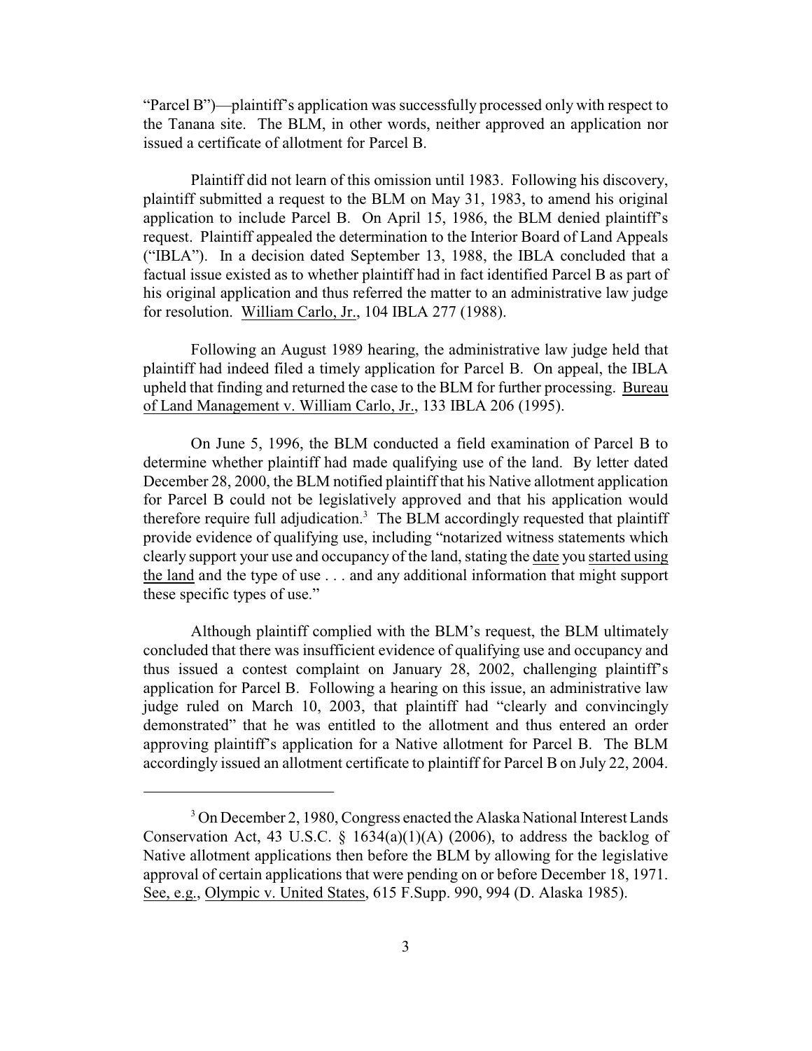"Parcel B")—plaintiff's application was successfully processed only with respect to the Tanana site. The BLM, in other words, neither approved an application nor issued a certificate of allotment for Parcel B.

Plaintiff did not learn of this omission until 1983. Following his discovery, plaintiff submitted a request to the BLM on May 31, 1983, to amend his original application to include Parcel B. On April 15, 1986, the BLM denied plaintiff's request. Plaintiff appealed the determination to the Interior Board of Land Appeals ("IBLA"). In a decision dated September 13, 1988, the IBLA concluded that a factual issue existed as to whether plaintiff had in fact identified Parcel B as part of his original application and thus referred the matter to an administrative law judge for resolution. William Carlo, Jr., 104 IBLA 277 (1988).

Following an August 1989 hearing, the administrative law judge held that plaintiff had indeed filed a timely application for Parcel B. On appeal, the IBLA upheld that finding and returned the case to the BLM for further processing. Bureau of Land Management v. William Carlo, Jr., 133 IBLA 206 (1995).

On June 5, 1996, the BLM conducted a field examination of Parcel B to determine whether plaintiff had made qualifying use of the land. By letter dated December 28, 2000, the BLM notified plaintiff that his Native allotment application for Parcel B could not be legislatively approved and that his application would therefore require full adjudication.[3] The BLM accordingly requested that plaintiff provide evidence of qualifying use, including "notarized witness statements which clearly support your use and occupancy of the land, stating the date you started using the land and the type of use . . . and any additional information that might support these specific types of use."

Although plaintiff complied with the BLM's request, the BLM ultimately concluded that there was insufficient evidence of qualifying use and occupancy and thus issued a contest complaint on January 28, 2002, challenging plaintiff's application for Parcel B. Following a hearing on this issue, an administrative law judge ruled on March 10, 2003, that plaintiff had "clearly and convincingly demonstrated" that he was entitled to the allotment and thus entered an order approving plaintiff's application for a Native allotment for Parcel B. The BLM accordingly issued an allotment certificate to plaintiff for Parcel B on July 22, 2004.

---

[3] On December 2, 1980, Congress enacted the Alaska National Interest Lands Conservation Act, 43 U.S.C. § 1634(a)(1)(A) (2006), to address the backlog of Native allotment applications then before the BLM by allowing for the legislative approval of certain applications that were pending on or before December 18, 1971. See, e.g., Olympic v. United States, 615 F.Supp. 990, 994 (D. Alaska 1985).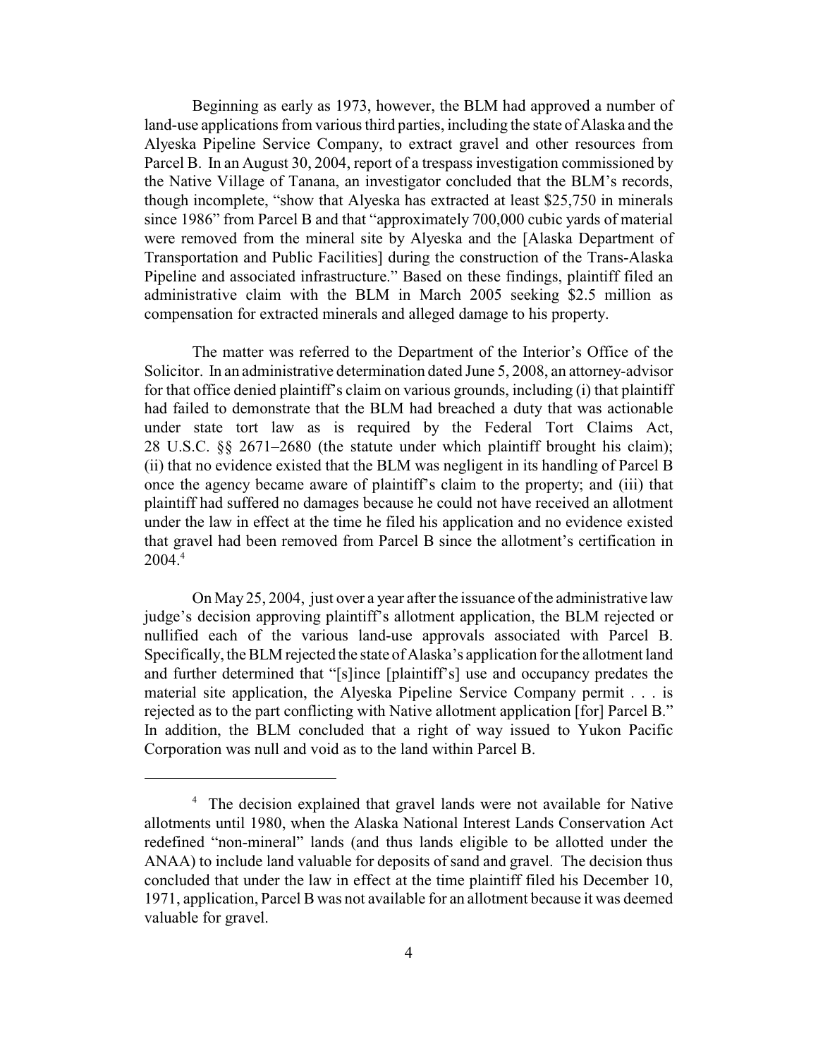Beginning as early as 1973, however, the BLM had approved a number of land-use applications from various third parties, including the state of Alaska and the Alyeska Pipeline Service Company, to extract gravel and other resources from Parcel B. In an August 30, 2004, report of a trespass investigation commissioned by the Native Village of Tanana, an investigator concluded that the BLM's records, though incomplete, "show that Alyeska has extracted at least $25,750 in minerals since 1986" from Parcel B and that "approximately 700,000 cubic yards of material were removed from the mineral site by Alyeska and the [Alaska Department of Transportation and Public Facilities] during the construction of the Trans-Alaska Pipeline and associated infrastructure." Based on these findings, plaintiff filed an administrative claim with the BLM in March 2005 seeking $2.5 million as compensation for extracted minerals and alleged damage to his property.

The matter was referred to the Department of the Interior's Office of the Solicitor. In an administrative determination dated June 5, 2008, an attorney-advisor for that office denied plaintiff's claim on various grounds, including (i) that plaintiff had failed to demonstrate that the BLM had breached a duty that was actionable under state tort law as is required by the Federal Tort Claims Act, 28 U.S.C. §§ 2671–2680 (the statute under which plaintiff brought his claim); (ii) that no evidence existed that the BLM was negligent in its handling of Parcel B once the agency became aware of plaintiff's claim to the property; and (iii) that plaintiff had suffered no damages because he could not have received an allotment under the law in effect at the time he filed his application and no evidence existed that gravel had been removed from Parcel B since the allotment's certification in 2004.[4]

On May 25, 2004, just over a year after the issuance of the administrative law judge's decision approving plaintiff's allotment application, the BLM rejected or nullified each of the various land-use approvals associated with Parcel B. Specifically, the BLM rejected the state of Alaska's application for the allotment land and further determined that "[s]ince [plaintiff's] use and occupancy predates the material site application, the Alyeska Pipeline Service Company permit . . . is rejected as to the part conflicting with Native allotment application [for] Parcel B." In addition, the BLM concluded that a right of way issued to Yukon Pacific Corporation was null and void as to the land within Parcel B.

---

[4] The decision explained that gravel lands were not available for Native allotments until 1980, when the Alaska National Interest Lands Conservation Act redefined "non-mineral" lands (and thus lands eligible to be allotted under the ANAA) to include land valuable for deposits of sand and gravel. The decision thus concluded that under the law in effect at the time plaintiff filed his December 10, 1971, application, Parcel B was not available for an allotment because it was deemed valuable for gravel.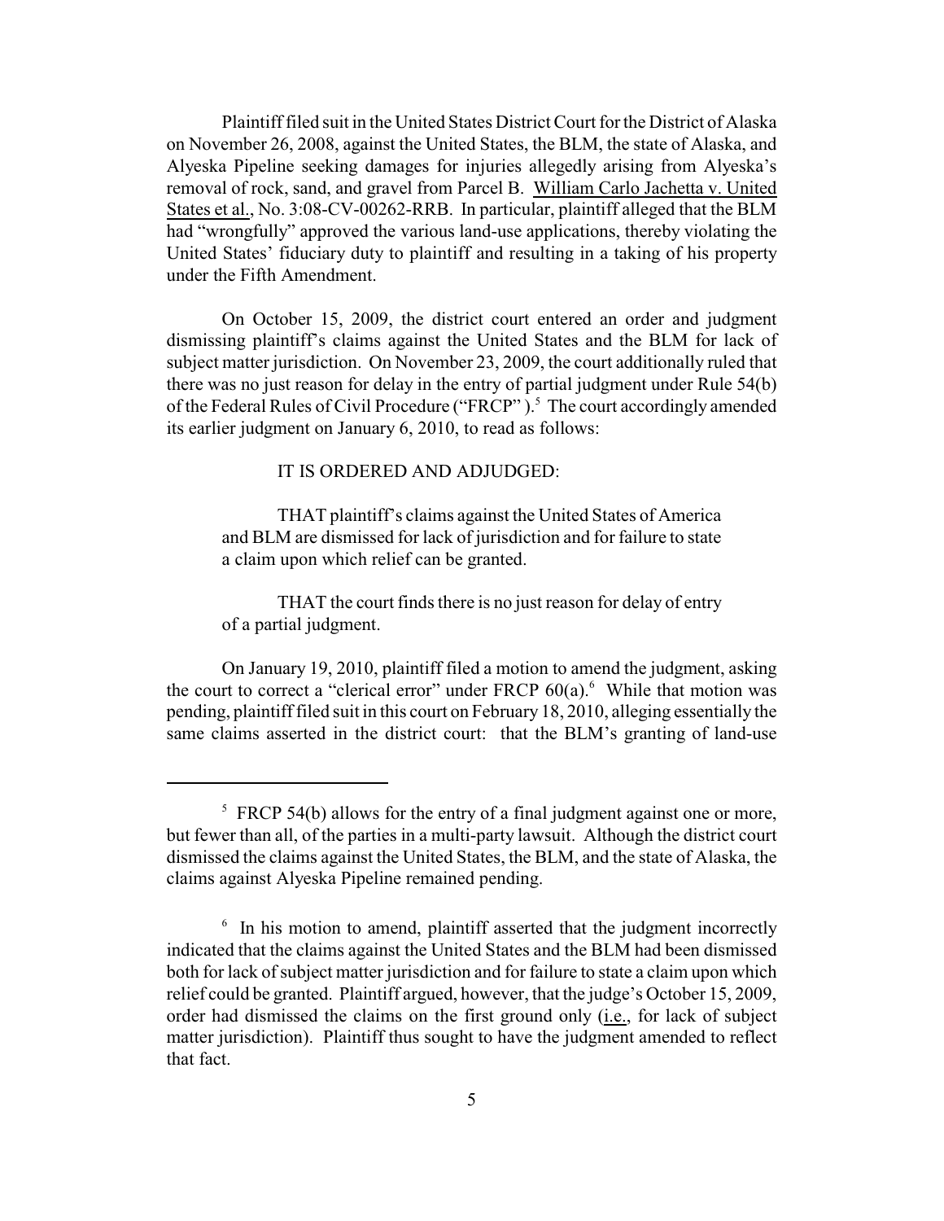Plaintiff filed suit in the United States District Court for the District of Alaska on November 26, 2008, against the United States, the BLM, the state of Alaska, and Alyeska Pipeline seeking damages for injuries allegedly arising from Alyeska's removal of rock, sand, and gravel from Parcel B. William Carlo Jachetta v. United States et al., No. 3:08-CV-00262-RRB. In particular, plaintiff alleged that the BLM had "wrongfully" approved the various land-use applications, thereby violating the United States' fiduciary duty to plaintiff and resulting in a taking of his property under the Fifth Amendment.

On October 15, 2009, the district court entered an order and judgment dismissing plaintiff's claims against the United States and the BLM for lack of subject matter jurisdiction. On November 23, 2009, the court additionally ruled that there was no just reason for delay in the entry of partial judgment under Rule 54(b) of the Federal Rules of Civil Procedure ("FRCP").[5] The court accordingly amended its earlier judgment on January 6, 2010, to read as follows:

> IT IS ORDERED AND ADJUDGED:
>
> THAT plaintiff's claims against the United States of America and BLM are dismissed for lack of jurisdiction and for failure to state a claim upon which relief can be granted.
>
> THAT the court finds there is no just reason for delay of entry of a partial judgment.

On January 19, 2010, plaintiff filed a motion to amend the judgment, asking the court to correct a "clerical error" under FRCP 60(a).[6] While that motion was pending, plaintiff filed suit in this court on February 18, 2010, alleging essentially the same claims asserted in the district court: that the BLM's granting of land-use

---

[5] FRCP 54(b) allows for the entry of a final judgment against one or more, but fewer than all, of the parties in a multi-party lawsuit. Although the district court dismissed the claims against the United States, the BLM, and the state of Alaska, the claims against Alyeska Pipeline remained pending.

[6] In his motion to amend, plaintiff asserted that the judgment incorrectly indicated that the claims against the United States and the BLM had been dismissed both for lack of subject matter jurisdiction and for failure to state a claim upon which relief could be granted. Plaintiff argued, however, that the judge's October 15, 2009, order had dismissed the claims on the first ground only (i.e., for lack of subject matter jurisdiction). Plaintiff thus sought to have the judgment amended to reflect that fact.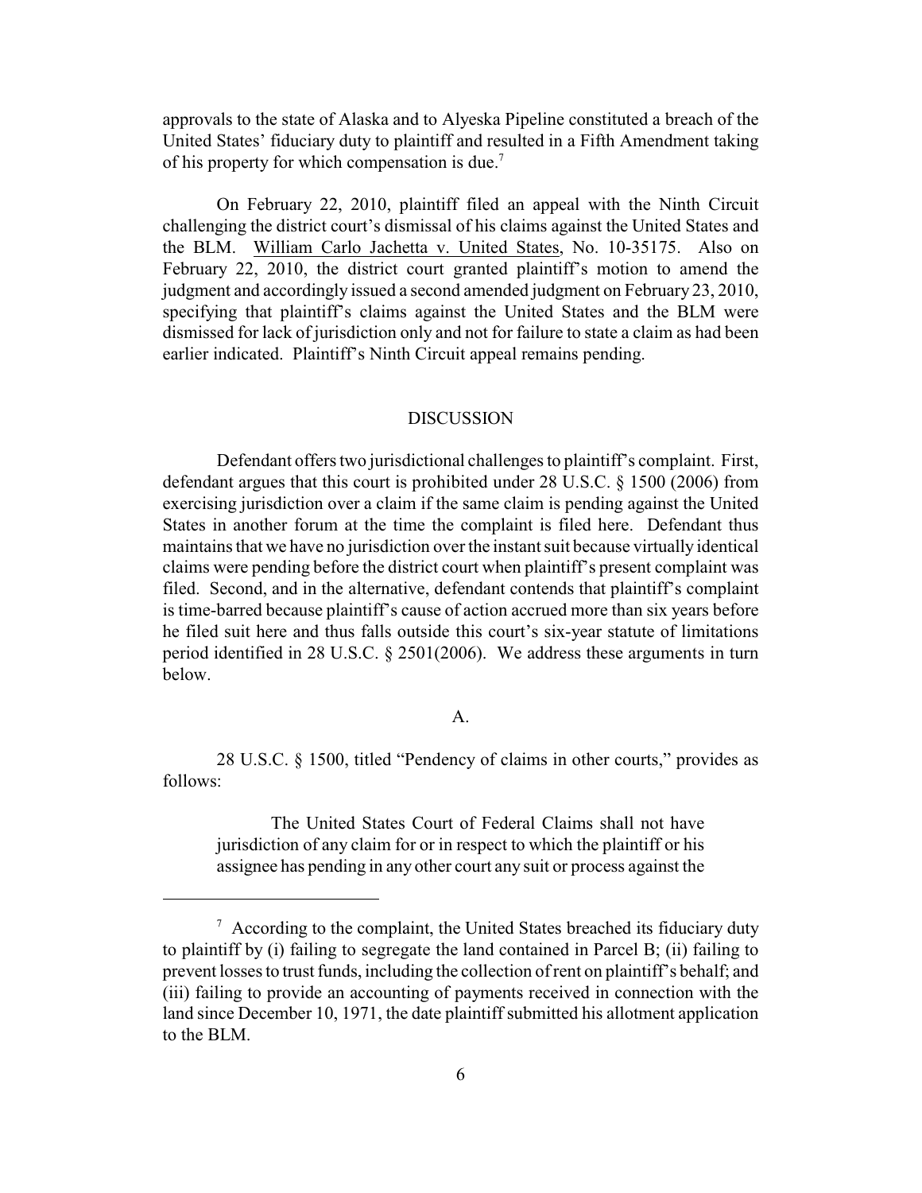approvals to the state of Alaska and to Alyeska Pipeline constituted a breach of the United States' fiduciary duty to plaintiff and resulted in a Fifth Amendment taking of his property for which compensation is due.[7]

On February 22, 2010, plaintiff filed an appeal with the Ninth Circuit challenging the district court's dismissal of his claims against the United States and the BLM. William Carlo Jachetta v. United States, No. 10-35175. Also on February 22, 2010, the district court granted plaintiff's motion to amend the judgment and accordingly issued a second amended judgment on February 23, 2010, specifying that plaintiff's claims against the United States and the BLM were dismissed for lack of jurisdiction only and not for failure to state a claim as had been earlier indicated. Plaintiff's Ninth Circuit appeal remains pending.

## DISCUSSION

Defendant offers two jurisdictional challenges to plaintiff's complaint. First, defendant argues that this court is prohibited under 28 U.S.C. § 1500 (2006) from exercising jurisdiction over a claim if the same claim is pending against the United States in another forum at the time the complaint is filed here. Defendant thus maintains that we have no jurisdiction over the instant suit because virtually identical claims were pending before the district court when plaintiff's present complaint was filed. Second, and in the alternative, defendant contends that plaintiff's complaint is time-barred because plaintiff's cause of action accrued more than six years before he filed suit here and thus falls outside this court's six-year statute of limitations period identified in 28 U.S.C. § 2501(2006). We address these arguments in turn below.

### A.

28 U.S.C. § 1500, titled "Pendency of claims in other courts," provides as follows:

> The United States Court of Federal Claims shall not have jurisdiction of any claim for or in respect to which the plaintiff or his assignee has pending in any other court any suit or process against the

[7] According to the complaint, the United States breached its fiduciary duty to plaintiff by (i) failing to segregate the land contained in Parcel B; (ii) failing to prevent losses to trust funds, including the collection of rent on plaintiff's behalf; and (iii) failing to provide an accounting of payments received in connection with the land since December 10, 1971, the date plaintiff submitted his allotment application to the BLM.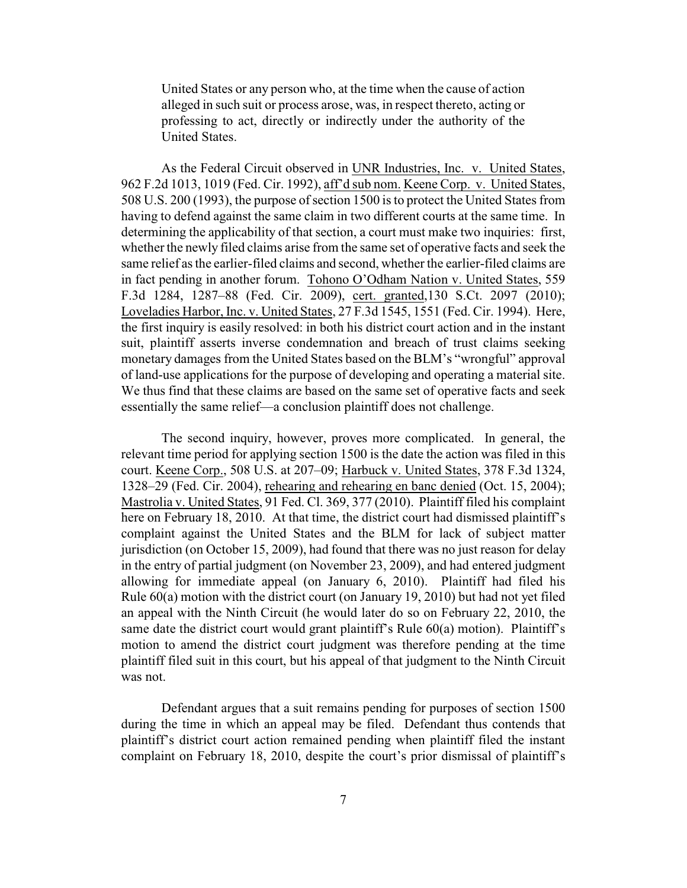> United States or any person who, at the time when the cause of action alleged in such suit or process arose, was, in respect thereto, acting or professing to act, directly or indirectly under the authority of the United States.

As the Federal Circuit observed in UNR Industries, Inc. v. United States, 962 F.2d 1013, 1019 (Fed. Cir. 1992), aff'd sub nom. Keene Corp. v. United States, 508 U.S. 200 (1993), the purpose of section 1500 is to protect the United States from having to defend against the same claim in two different courts at the same time. In determining the applicability of that section, a court must make two inquiries: first, whether the newly filed claims arise from the same set of operative facts and seek the same relief as the earlier-filed claims and second, whether the earlier-filed claims are in fact pending in another forum. Tohono O'Odham Nation v. United States, 559 F.3d 1284, 1287–88 (Fed. Cir. 2009), cert. granted,130 S.Ct. 2097 (2010); Loveladies Harbor, Inc. v. United States, 27 F.3d 1545, 1551 (Fed. Cir. 1994). Here, the first inquiry is easily resolved: in both his district court action and in the instant suit, plaintiff asserts inverse condemnation and breach of trust claims seeking monetary damages from the United States based on the BLM's "wrongful" approval of land-use applications for the purpose of developing and operating a material site. We thus find that these claims are based on the same set of operative facts and seek essentially the same relief—a conclusion plaintiff does not challenge.

The second inquiry, however, proves more complicated. In general, the relevant time period for applying section 1500 is the date the action was filed in this court. Keene Corp., 508 U.S. at 207–09; Harbuck v. United States, 378 F.3d 1324, 1328–29 (Fed. Cir. 2004), rehearing and rehearing en banc denied (Oct. 15, 2004); Mastrolia v. United States, 91 Fed. Cl. 369, 377 (2010). Plaintiff filed his complaint here on February 18, 2010. At that time, the district court had dismissed plaintiff's complaint against the United States and the BLM for lack of subject matter jurisdiction (on October 15, 2009), had found that there was no just reason for delay in the entry of partial judgment (on November 23, 2009), and had entered judgment allowing for immediate appeal (on January 6, 2010). Plaintiff had filed his Rule 60(a) motion with the district court (on January 19, 2010) but had not yet filed an appeal with the Ninth Circuit (he would later do so on February 22, 2010, the same date the district court would grant plaintiff's Rule 60(a) motion). Plaintiff's motion to amend the district court judgment was therefore pending at the time plaintiff filed suit in this court, but his appeal of that judgment to the Ninth Circuit was not.

Defendant argues that a suit remains pending for purposes of section 1500 during the time in which an appeal may be filed. Defendant thus contends that plaintiff's district court action remained pending when plaintiff filed the instant complaint on February 18, 2010, despite the court's prior dismissal of plaintiff's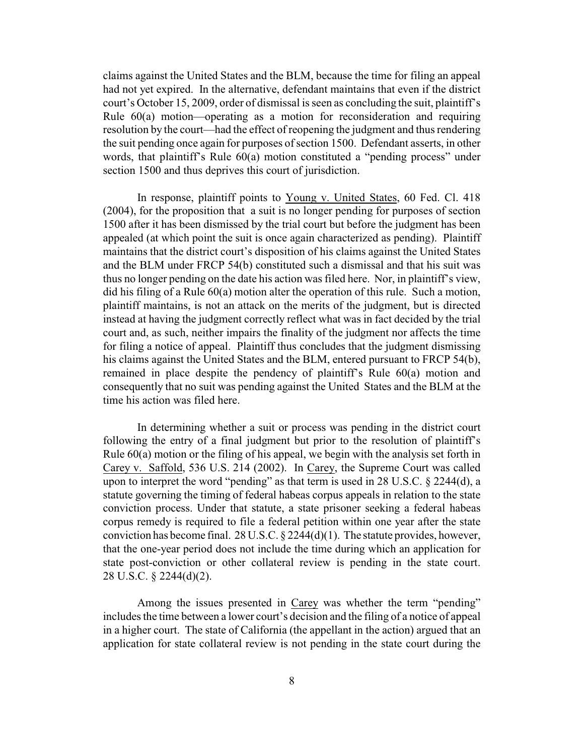claims against the United States and the BLM, because the time for filing an appeal had not yet expired. In the alternative, defendant maintains that even if the district court's October 15, 2009, order of dismissal is seen as concluding the suit, plaintiff's Rule 60(a) motion—operating as a motion for reconsideration and requiring resolution by the court—had the effect of reopening the judgment and thus rendering the suit pending once again for purposes of section 1500. Defendant asserts, in other words, that plaintiff's Rule 60(a) motion constituted a "pending process" under section 1500 and thus deprives this court of jurisdiction.

In response, plaintiff points to Young v. United States, 60 Fed. Cl. 418 (2004), for the proposition that a suit is no longer pending for purposes of section 1500 after it has been dismissed by the trial court but before the judgment has been appealed (at which point the suit is once again characterized as pending). Plaintiff maintains that the district court's disposition of his claims against the United States and the BLM under FRCP 54(b) constituted such a dismissal and that his suit was thus no longer pending on the date his action was filed here. Nor, in plaintiff's view, did his filing of a Rule 60(a) motion alter the operation of this rule. Such a motion, plaintiff maintains, is not an attack on the merits of the judgment, but is directed instead at having the judgment correctly reflect what was in fact decided by the trial court and, as such, neither impairs the finality of the judgment nor affects the time for filing a notice of appeal. Plaintiff thus concludes that the judgment dismissing his claims against the United States and the BLM, entered pursuant to FRCP 54(b), remained in place despite the pendency of plaintiff's Rule 60(a) motion and consequently that no suit was pending against the United States and the BLM at the time his action was filed here.

In determining whether a suit or process was pending in the district court following the entry of a final judgment but prior to the resolution of plaintiff's Rule 60(a) motion or the filing of his appeal, we begin with the analysis set forth in Carey v. Saffold, 536 U.S. 214 (2002). In Carey, the Supreme Court was called upon to interpret the word "pending" as that term is used in 28 U.S.C. § 2244(d), a statute governing the timing of federal habeas corpus appeals in relation to the state conviction process. Under that statute, a state prisoner seeking a federal habeas corpus remedy is required to file a federal petition within one year after the state conviction has become final. 28 U.S.C. § 2244(d)(1). The statute provides, however, that the one-year period does not include the time during which an application for state post-conviction or other collateral review is pending in the state court. 28 U.S.C. § 2244(d)(2).

Among the issues presented in Carey was whether the term "pending" includes the time between a lower court's decision and the filing of a notice of appeal in a higher court. The state of California (the appellant in the action) argued that an application for state collateral review is not pending in the state court during the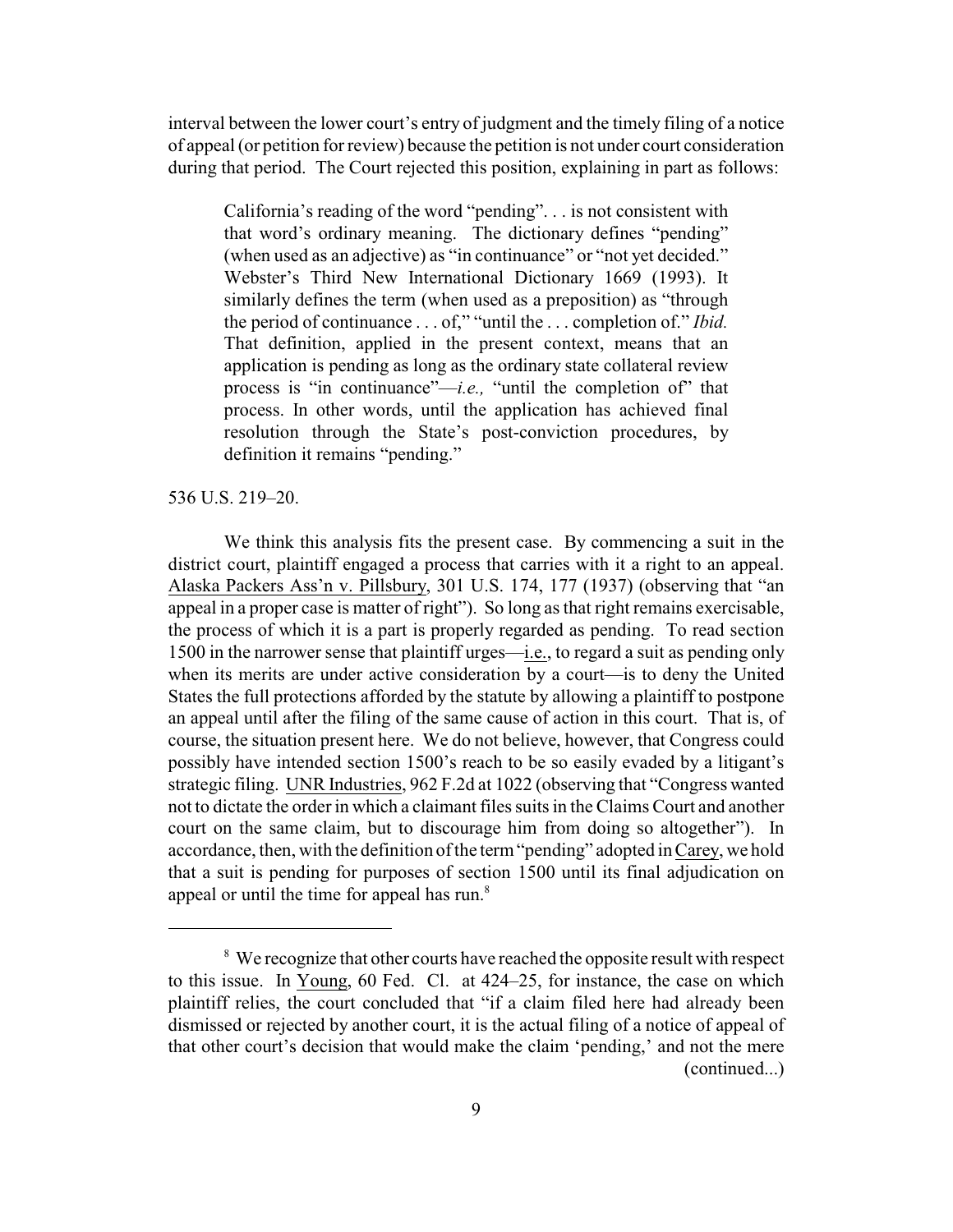interval between the lower court's entry of judgment and the timely filing of a notice of appeal (or petition for review) because the petition is not under court consideration during that period. The Court rejected this position, explaining in part as follows:

> California's reading of the word "pending". . . is not consistent with that word's ordinary meaning. The dictionary defines "pending" (when used as an adjective) as "in continuance" or "not yet decided." Webster's Third New International Dictionary 1669 (1993). It similarly defines the term (when used as a preposition) as "through the period of continuance . . . of," "until the . . . completion of." *Ibid.* That definition, applied in the present context, means that an application is pending as long as the ordinary state collateral review process is "in continuance"—*i.e.,* "until the completion of" that process. In other words, until the application has achieved final resolution through the State's post-conviction procedures, by definition it remains "pending."

536 U.S. 219–20.

We think this analysis fits the present case. By commencing a suit in the district court, plaintiff engaged a process that carries with it a right to an appeal. Alaska Packers Ass'n v. Pillsbury, 301 U.S. 174, 177 (1937) (observing that "an appeal in a proper case is matter of right"). So long as that right remains exercisable, the process of which it is a part is properly regarded as pending. To read section 1500 in the narrower sense that plaintiff urges—i.e., to regard a suit as pending only when its merits are under active consideration by a court—is to deny the United States the full protections afforded by the statute by allowing a plaintiff to postpone an appeal until after the filing of the same cause of action in this court. That is, of course, the situation present here. We do not believe, however, that Congress could possibly have intended section 1500's reach to be so easily evaded by a litigant's strategic filing. UNR Industries, 962 F.2d at 1022 (observing that "Congress wanted not to dictate the order in which a claimant files suits in the Claims Court and another court on the same claim, but to discourage him from doing so altogether"). In accordance, then, with the definition of the term "pending" adopted in Carey, we hold that a suit is pending for purposes of section 1500 until its final adjudication on appeal or until the time for appeal has run.[8]

---

[8] We recognize that other courts have reached the opposite result with respect to this issue. In Young, 60 Fed. Cl. at 424–25, for instance, the case on which plaintiff relies, the court concluded that "if a claim filed here had already been dismissed or rejected by another court, it is the actual filing of a notice of appeal of that other court's decision that would make the claim 'pending,' and not the mere (continued...)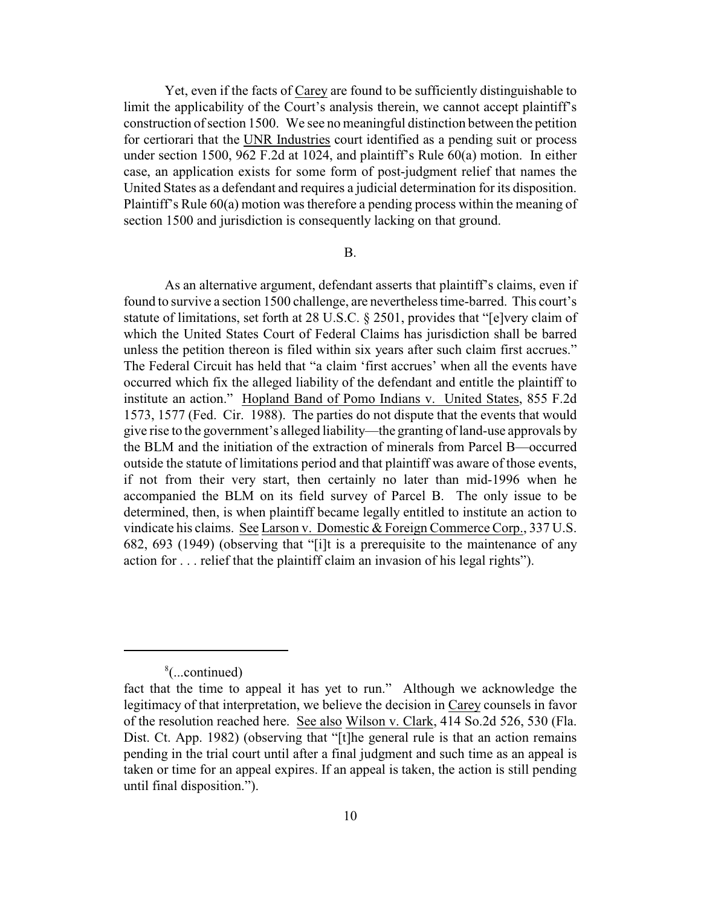Yet, even if the facts of Carey are found to be sufficiently distinguishable to limit the applicability of the Court's analysis therein, we cannot accept plaintiff's construction of section 1500. We see no meaningful distinction between the petition for certiorari that the UNR Industries court identified as a pending suit or process under section 1500, 962 F.2d at 1024, and plaintiff's Rule 60(a) motion. In either case, an application exists for some form of post-judgment relief that names the United States as a defendant and requires a judicial determination for its disposition. Plaintiff's Rule 60(a) motion was therefore a pending process within the meaning of section 1500 and jurisdiction is consequently lacking on that ground.

B.

As an alternative argument, defendant asserts that plaintiff's claims, even if found to survive a section 1500 challenge, are nevertheless time-barred. This court's statute of limitations, set forth at 28 U.S.C. § 2501, provides that "[e]very claim of which the United States Court of Federal Claims has jurisdiction shall be barred unless the petition thereon is filed within six years after such claim first accrues." The Federal Circuit has held that "a claim 'first accrues' when all the events have occurred which fix the alleged liability of the defendant and entitle the plaintiff to institute an action." Hopland Band of Pomo Indians v. United States, 855 F.2d 1573, 1577 (Fed. Cir. 1988). The parties do not dispute that the events that would give rise to the government's alleged liability—the granting of land-use approvals by the BLM and the initiation of the extraction of minerals from Parcel B—occurred outside the statute of limitations period and that plaintiff was aware of those events, if not from their very start, then certainly no later than mid-1996 when he accompanied the BLM on its field survey of Parcel B. The only issue to be determined, then, is when plaintiff became legally entitled to institute an action to vindicate his claims. See Larson v. Domestic & Foreign Commerce Corp., 337 U.S. 682, 693 (1949) (observing that "[i]t is a prerequisite to the maintenance of any action for . . . relief that the plaintiff claim an invasion of his legal rights").

---

[8](...continued)

fact that the time to appeal it has yet to run." Although we acknowledge the legitimacy of that interpretation, we believe the decision in Carey counsels in favor of the resolution reached here. See also Wilson v. Clark, 414 So.2d 526, 530 (Fla. Dist. Ct. App. 1982) (observing that "[t]he general rule is that an action remains pending in the trial court until after a final judgment and such time as an appeal is taken or time for an appeal expires. If an appeal is taken, the action is still pending until final disposition.").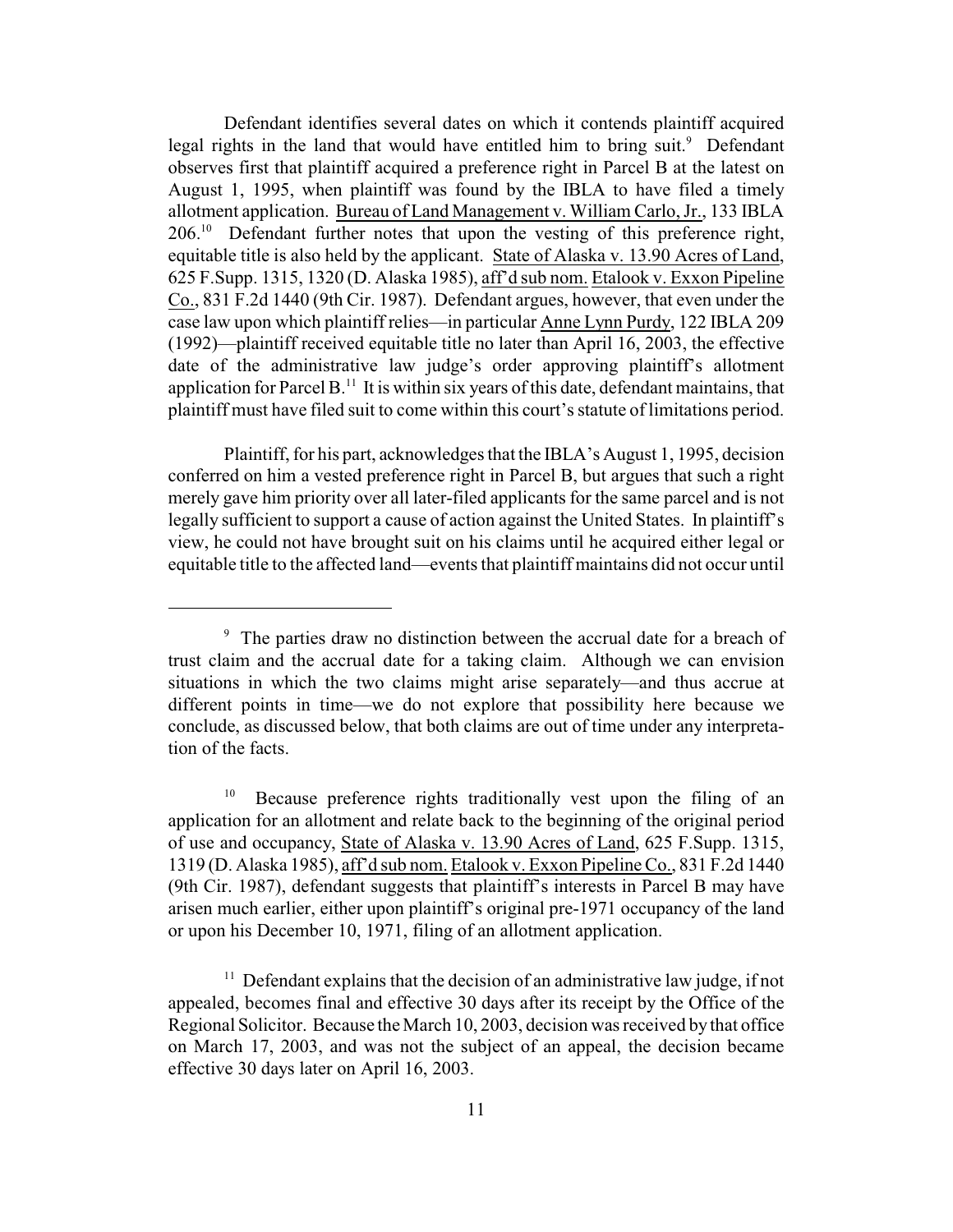Defendant identifies several dates on which it contends plaintiff acquired legal rights in the land that would have entitled him to bring suit.[9] Defendant observes first that plaintiff acquired a preference right in Parcel B at the latest on August 1, 1995, when plaintiff was found by the IBLA to have filed a timely allotment application. Bureau of Land Management v. William Carlo, Jr., 133 IBLA 206.[10] Defendant further notes that upon the vesting of this preference right, equitable title is also held by the applicant. State of Alaska v. 13.90 Acres of Land, 625 F.Supp. 1315, 1320 (D. Alaska 1985), aff'd sub nom. Etalook v. Exxon Pipeline Co., 831 F.2d 1440 (9th Cir. 1987). Defendant argues, however, that even under the case law upon which plaintiff relies—in particular Anne Lynn Purdy, 122 IBLA 209 (1992)—plaintiff received equitable title no later than April 16, 2003, the effective date of the administrative law judge's order approving plaintiff's allotment application for Parcel B.[11] It is within six years of this date, defendant maintains, that plaintiff must have filed suit to come within this court's statute of limitations period.

Plaintiff, for his part, acknowledges that the IBLA's August 1, 1995, decision conferred on him a vested preference right in Parcel B, but argues that such a right merely gave him priority over all later-filed applicants for the same parcel and is not legally sufficient to support a cause of action against the United States. In plaintiff's view, he could not have brought suit on his claims until he acquired either legal or equitable title to the affected land—events that plaintiff maintains did not occur until

---

[9] The parties draw no distinction between the accrual date for a breach of trust claim and the accrual date for a taking claim. Although we can envision situations in which the two claims might arise separately—and thus accrue at different points in time—we do not explore that possibility here because we conclude, as discussed below, that both claims are out of time under any interpretation of the facts.

[10] Because preference rights traditionally vest upon the filing of an application for an allotment and relate back to the beginning of the original period of use and occupancy, State of Alaska v. 13.90 Acres of Land, 625 F.Supp. 1315, 1319 (D. Alaska 1985), aff'd sub nom. Etalook v. Exxon Pipeline Co., 831 F.2d 1440 (9th Cir. 1987), defendant suggests that plaintiff's interests in Parcel B may have arisen much earlier, either upon plaintiff's original pre-1971 occupancy of the land or upon his December 10, 1971, filing of an allotment application.

[11] Defendant explains that the decision of an administrative law judge, if not appealed, becomes final and effective 30 days after its receipt by the Office of the Regional Solicitor. Because the March 10, 2003, decision was received by that office on March 17, 2003, and was not the subject of an appeal, the decision became effective 30 days later on April 16, 2003.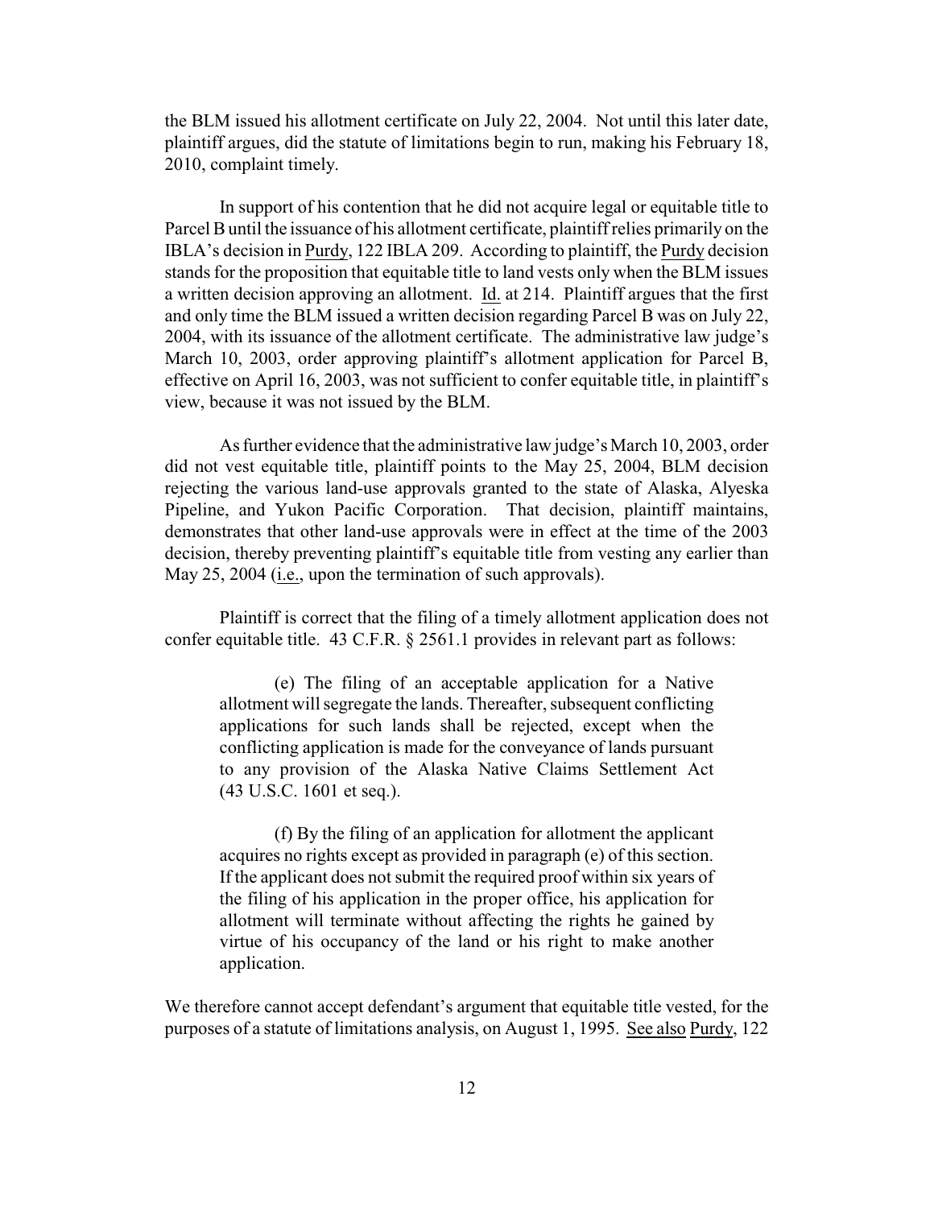the BLM issued his allotment certificate on July 22, 2004. Not until this later date, plaintiff argues, did the statute of limitations begin to run, making his February 18, 2010, complaint timely.

In support of his contention that he did not acquire legal or equitable title to Parcel B until the issuance of his allotment certificate, plaintiff relies primarily on the IBLA's decision in Purdy, 122 IBLA 209. According to plaintiff, the Purdy decision stands for the proposition that equitable title to land vests only when the BLM issues a written decision approving an allotment. Id. at 214. Plaintiff argues that the first and only time the BLM issued a written decision regarding Parcel B was on July 22, 2004, with its issuance of the allotment certificate. The administrative law judge's March 10, 2003, order approving plaintiff's allotment application for Parcel B, effective on April 16, 2003, was not sufficient to confer equitable title, in plaintiff's view, because it was not issued by the BLM.

As further evidence that the administrative law judge's March 10, 2003, order did not vest equitable title, plaintiff points to the May 25, 2004, BLM decision rejecting the various land-use approvals granted to the state of Alaska, Alyeska Pipeline, and Yukon Pacific Corporation. That decision, plaintiff maintains, demonstrates that other land-use approvals were in effect at the time of the 2003 decision, thereby preventing plaintiff's equitable title from vesting any earlier than May 25, 2004 (i.e., upon the termination of such approvals).

Plaintiff is correct that the filing of a timely allotment application does not confer equitable title. 43 C.F.R. § 2561.1 provides in relevant part as follows:

> (e) The filing of an acceptable application for a Native allotment will segregate the lands. Thereafter, subsequent conflicting applications for such lands shall be rejected, except when the conflicting application is made for the conveyance of lands pursuant to any provision of the Alaska Native Claims Settlement Act (43 U.S.C. 1601 et seq.).
>
> (f) By the filing of an application for allotment the applicant acquires no rights except as provided in paragraph (e) of this section. If the applicant does not submit the required proof within six years of the filing of his application in the proper office, his application for allotment will terminate without affecting the rights he gained by virtue of his occupancy of the land or his right to make another application.

We therefore cannot accept defendant's argument that equitable title vested, for the purposes of a statute of limitations analysis, on August 1, 1995. See also Purdy, 122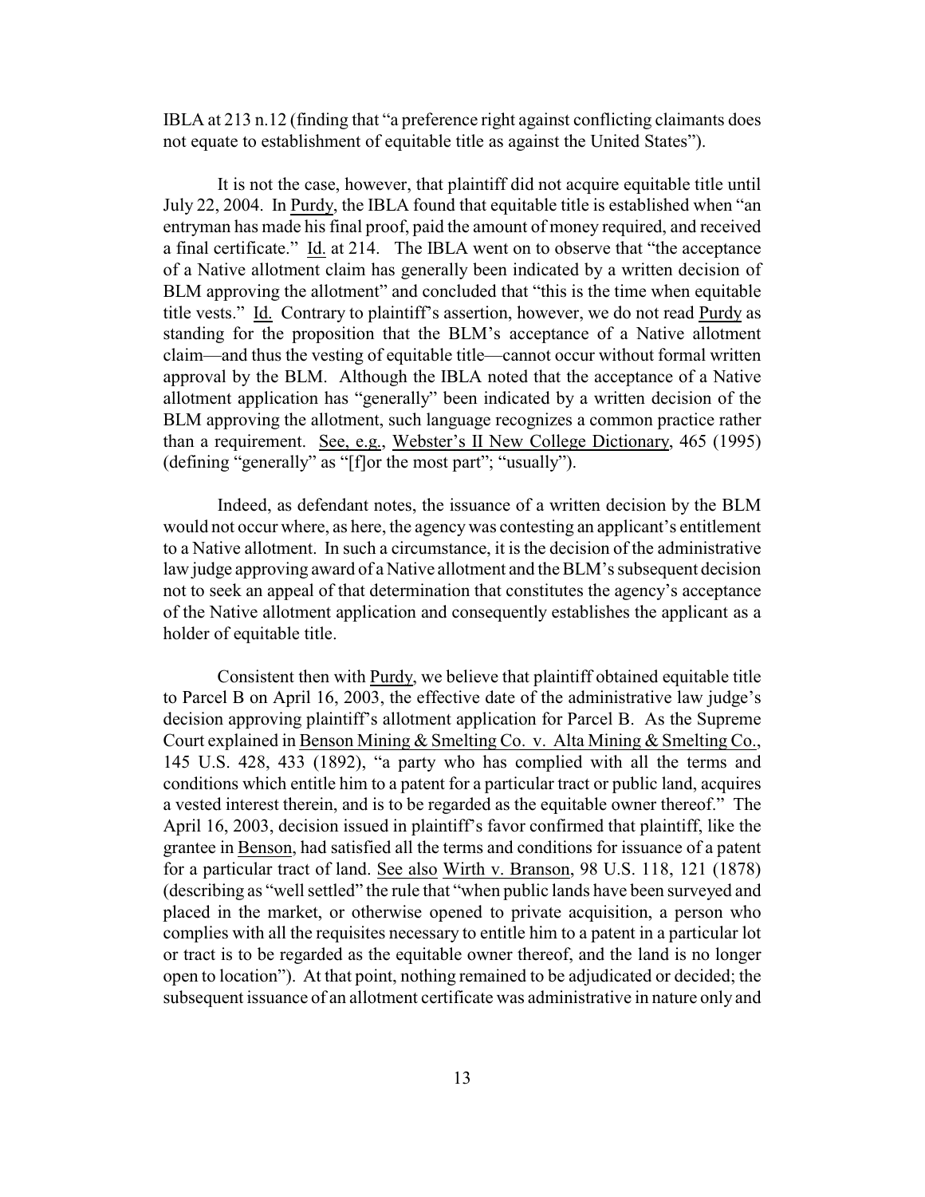IBLA at 213 n.12 (finding that "a preference right against conflicting claimants does not equate to establishment of equitable title as against the United States").

It is not the case, however, that plaintiff did not acquire equitable title until July 22, 2004. In Purdy, the IBLA found that equitable title is established when "an entryman has made his final proof, paid the amount of money required, and received a final certificate." Id. at 214. The IBLA went on to observe that "the acceptance of a Native allotment claim has generally been indicated by a written decision of BLM approving the allotment" and concluded that "this is the time when equitable title vests." Id. Contrary to plaintiff's assertion, however, we do not read Purdy as standing for the proposition that the BLM's acceptance of a Native allotment claim—and thus the vesting of equitable title—cannot occur without formal written approval by the BLM. Although the IBLA noted that the acceptance of a Native allotment application has "generally" been indicated by a written decision of the BLM approving the allotment, such language recognizes a common practice rather than a requirement. See, e.g., Webster's II New College Dictionary, 465 (1995) (defining "generally" as "[f]or the most part"; "usually").

Indeed, as defendant notes, the issuance of a written decision by the BLM would not occur where, as here, the agency was contesting an applicant's entitlement to a Native allotment. In such a circumstance, it is the decision of the administrative law judge approving award of a Native allotment and the BLM's subsequent decision not to seek an appeal of that determination that constitutes the agency's acceptance of the Native allotment application and consequently establishes the applicant as a holder of equitable title.

Consistent then with Purdy, we believe that plaintiff obtained equitable title to Parcel B on April 16, 2003, the effective date of the administrative law judge's decision approving plaintiff's allotment application for Parcel B. As the Supreme Court explained in Benson Mining & Smelting Co. v. Alta Mining & Smelting Co., 145 U.S. 428, 433 (1892), "a party who has complied with all the terms and conditions which entitle him to a patent for a particular tract or public land, acquires a vested interest therein, and is to be regarded as the equitable owner thereof." The April 16, 2003, decision issued in plaintiff's favor confirmed that plaintiff, like the grantee in Benson, had satisfied all the terms and conditions for issuance of a patent for a particular tract of land. See also Wirth v. Branson, 98 U.S. 118, 121 (1878) (describing as "well settled" the rule that "when public lands have been surveyed and placed in the market, or otherwise opened to private acquisition, a person who complies with all the requisites necessary to entitle him to a patent in a particular lot or tract is to be regarded as the equitable owner thereof, and the land is no longer open to location"). At that point, nothing remained to be adjudicated or decided; the subsequent issuance of an allotment certificate was administrative in nature only and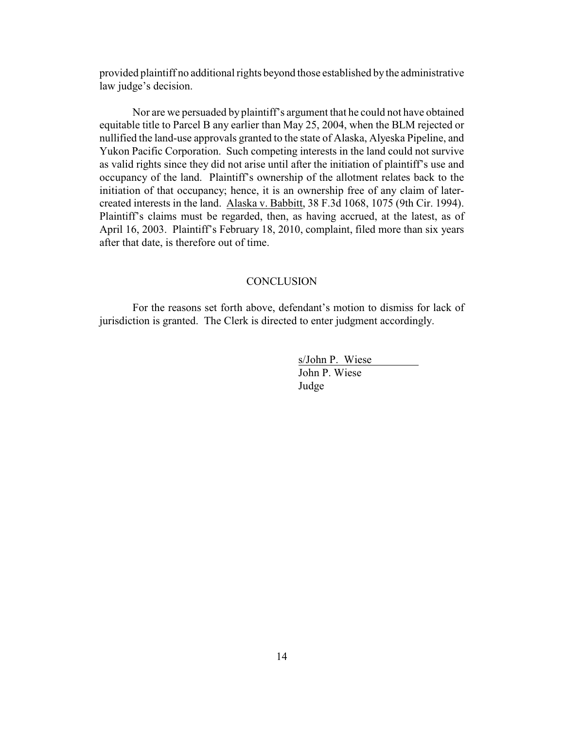provided plaintiff no additional rights beyond those established by the administrative law judge's decision.

Nor are we persuaded by plaintiff's argument that he could not have obtained equitable title to Parcel B any earlier than May 25, 2004, when the BLM rejected or nullified the land-use approvals granted to the state of Alaska, Alyeska Pipeline, and Yukon Pacific Corporation. Such competing interests in the land could not survive as valid rights since they did not arise until after the initiation of plaintiff's use and occupancy of the land. Plaintiff's ownership of the allotment relates back to the initiation of that occupancy; hence, it is an ownership free of any claim of later-created interests in the land. Alaska v. Babbitt, 38 F.3d 1068, 1075 (9th Cir. 1994). Plaintiff's claims must be regarded, then, as having accrued, at the latest, as of April 16, 2003. Plaintiff's February 18, 2010, complaint, filed more than six years after that date, is therefore out of time.

## CONCLUSION

For the reasons set forth above, defendant's motion to dismiss for lack of jurisdiction is granted. The Clerk is directed to enter judgment accordingly.

s/John P. Wiese
John P. Wiese
Judge